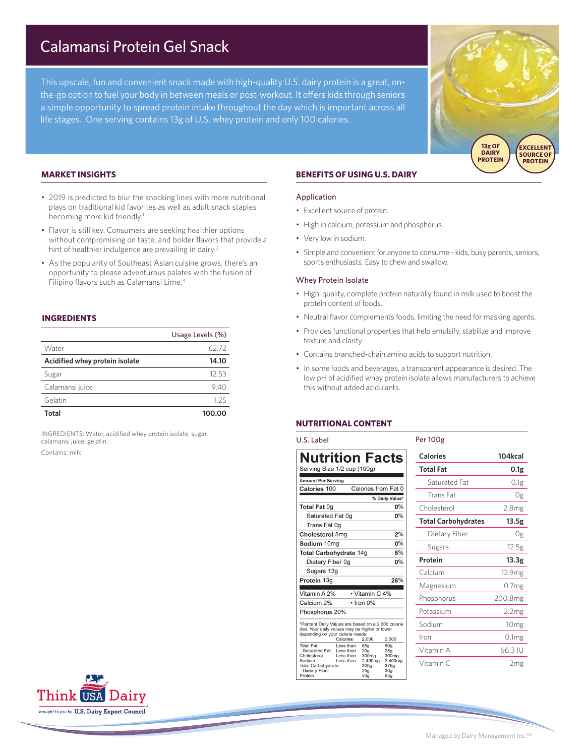# Calamansi Protein Gel Snack

This upscale, fun and convenient snack made with high-quality U.S. dairy protein is a great, on-the-go option to fuel your body in between meals or post-workout. It offers kids through seniors a simple opportunity to spread protein intake throughout the day which is important across all life stages. One serving contains 13g of U.S. whey protein and only 100 calories.

13g OF DAIRY PROTEIN

EXCELLENT SOURCE OF PROTEIN

## MARKET INSIGHTS

- 2019 is predicted to blur the snacking lines with more nutritional plays on traditional kid favorites as well as adult snack staples becoming more kid friendly.[1]
- Flavor is still key. Consumers are seeking healthier options without compromising on taste, and bolder flavors that provide a hint of healthier indulgence are prevailing in dairy.[2]
- As the popularity of Southeast Asian cuisine grows, there's an opportunity to please adventurous palates with the fusion of Filipino flavors such as Calamansi Lime.[3]

## INGREDIENTS

| | Usage Levels (%) |
|---|---|
| Water | 62.72 |
| **Acidified whey protein isolate** | **14.10** |
| Sugar | 12.53 |
| Calamansi juice | 9.40 |
| Gelatin | 1.25 |
| **Total** | **100.00** |

INGREDIENTS: Water, acidified whey protein isolate, sugar, calamansi juice, gelatin.

Contains: milk

## BENEFITS OF USING U.S. DAIRY

### Application

- Excellent source of protein.
- High in calcium, potassium and phosphorus.
- Very low in sodium.
- Simple and convenient for anyone to consume - kids, busy parents, seniors, sports enthusiasts. Easy to chew and swallow.

### Whey Protein Isolate

- High-quality, complete protein naturally found in milk used to boost the protein content of foods.
- Neutral flavor complements foods, limiting the need for masking agents.
- Provides functional properties that help emulsify, stabilize and improve texture and clarity.
- Contains branched-chain amino acids to support nutrition.
- In some foods and beverages, a transparent appearance is desired. The low pH of acidified whey protein isolate allows manufacturers to achieve this without added acidulants.

## NUTRITIONAL CONTENT

### U.S. Label

**Nutrition Facts**

Serving Size 1/2 cup (100g)

| Amount Per Serving | |
|---|---|
| **Calories** 100 | Calories from Fat 0 |
| | **% Daily Value*** |
| **Total Fat** 0g | 0% |
| Saturated Fat 0g | 0% |
| Trans Fat 0g | |
| **Cholesterol** 5mg | 2% |
| **Sodium** 10mg | 0% |
| **Total Carbohydrate** 14g | 5% |
| Dietary Fiber 0g | 0% |
| Sugars 13g | |
| **Protein** 13g | 26% |
| Vitamin A 2% | • Vitamin C 4% |
| Calcium 2% | • Iron 0% |
| Phosphorus 20% | |

*Percent Daily Values are based on a 2,000 calorie diet. Your daily values may be higher or lower depending on your calorie needs:

| | Calories: | 2,000 | 2,500 |
|---|---|---|---|
| Total Fat | Less than | 65g | 80g |
| Saturated Fat | Less than | 20g | 25g |
| Cholesterol | Less than | 300mg | 300mg |
| Sodium | Less than | 2,400mg | 2,400mg |
| Total Carbohydrate | | 300g | 375g |
| Dietary Fiber | | 25g | 30g |
| Protein | | 50g | 65g |

### Per 100g

| | |
|---|---|
| **Calories** | **104kcal** |
| **Total Fat** | **0.1g** |
| Saturated Fat | 0.1g |
| Trans Fat | 0g |
| Cholesterol | 2.8mg |
| **Total Carbohydrates** | **13.5g** |
| Dietary Fiber | 0g |
| Sugars | 12.5g |
| **Protein** | **13.3g** |
| Calcium | 12.9mg |
| Magnesium | 0.7mg |
| Phosphorus | 200.8mg |
| Potassium | 2.2mg |
| Sodium | 10mg |
| Iron | 0.1mg |
| Vitamin A | 66.3 IU |
| Vitamin C | 2mg |

Think USA Dairy — brought to you by U.S. Dairy Export Council

Managed by Dairy Management Inc.™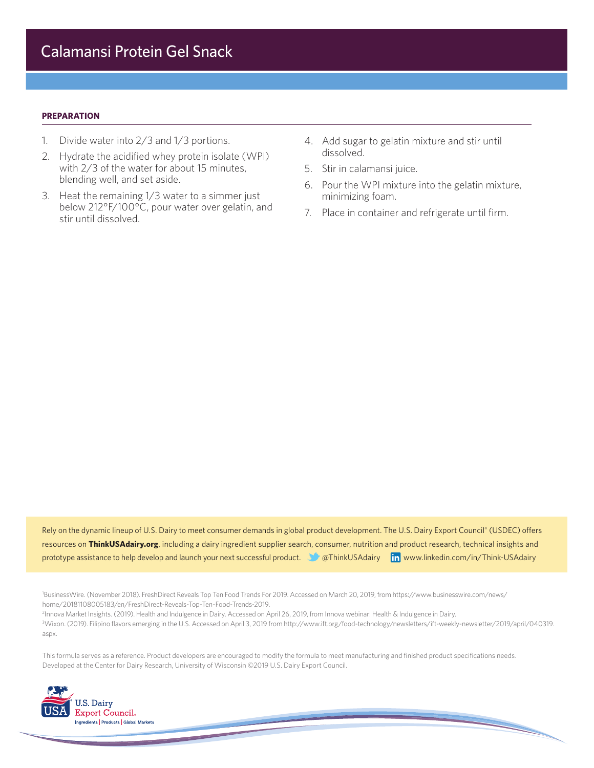# Calamansi Protein Gel Snack

**PREPARATION**

1. Divide water into 2/3 and 1/3 portions.
2. Hydrate the acidified whey protein isolate (WPI) with 2/3 of the water for about 15 minutes, blending well, and set aside.
3. Heat the remaining 1/3 water to a simmer just below 212°F/100°C, pour water over gelatin, and stir until dissolved.
4. Add sugar to gelatin mixture and stir until dissolved.
5. Stir in calamansi juice.
6. Pour the WPI mixture into the gelatin mixture, minimizing foam.
7. Place in container and refrigerate until firm.

Rely on the dynamic lineup of U.S. Dairy to meet consumer demands in global product development. The U.S. Dairy Export Council® (USDEC) offers resources on **ThinkUSAdairy.org**, including a dairy ingredient supplier search, consumer, nutrition and product research, technical insights and prototype assistance to help develop and launch your next successful product. @ThinkUSAdairy www.linkedin.com/in/Think-USAdairy

[1]BusinessWire. (November 2018). FreshDirect Reveals Top Ten Food Trends For 2019. Accessed on March 20, 2019, from https://www.businesswire.com/news/home/20181108005183/en/FreshDirect-Reveals-Top-Ten-Food-Trends-2019.

[2]Innova Market Insights. (2019). Health and Indulgence in Dairy. Accessed on April 26, 2019, from Innova webinar: Health & Indulgence in Dairy.

[3]Wixon. (2019). Filipino flavors emerging in the U.S. Accessed on April 3, 2019 from http://www.ift.org/food-technology/newsletters/ift-weekly-newsletter/2019/april/040319.aspx.

This formula serves as a reference. Product developers are encouraged to modify the formula to meet manufacturing and finished product specifications needs. Developed at the Center for Dairy Research, University of Wisconsin ©2019 U.S. Dairy Export Council.

U.S. Dairy Export Council. Ingredients | Products | Global Markets